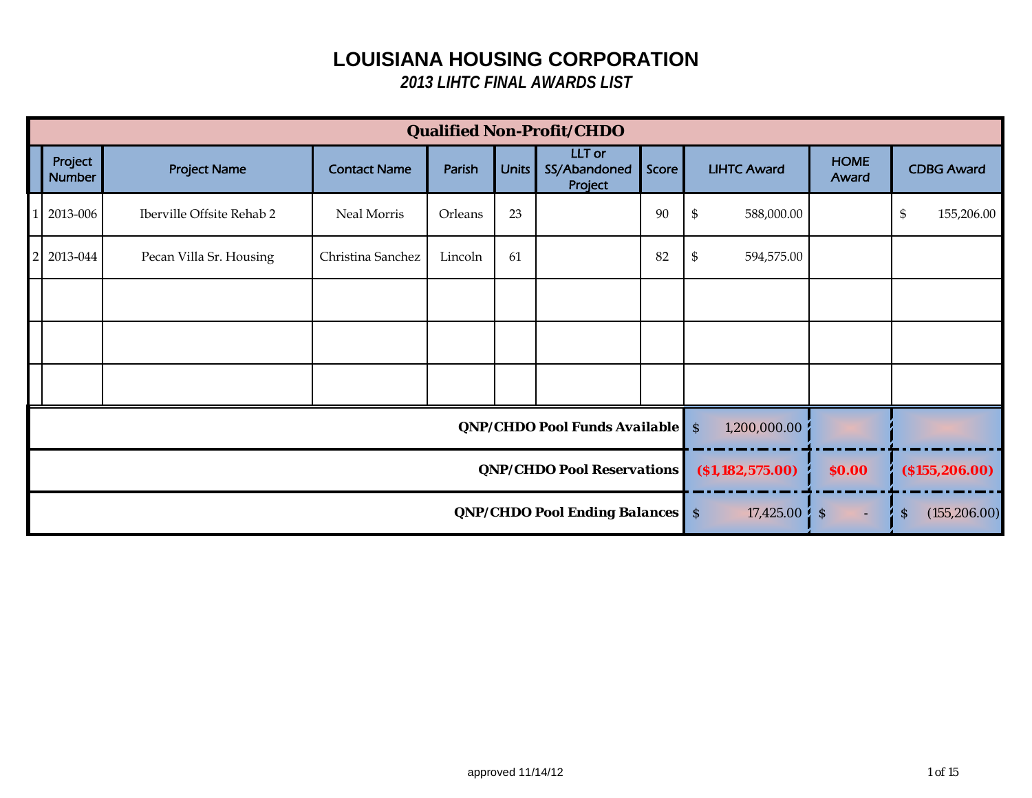# LOUISIANA HOUSING CORPORATION

## *2013 LIHTC FINAL AWARDS LIST*

| | Qualified Non-Profit/CHDO | | | | | | | | | |
|---|---|---|---|---|---|---|---|---|---|---|
| | Project Number | Project Name | Contact Name | Parish | Units | LLT or SS/Abandoned Project | Score | LIHTC Award | HOME Award | CDBG Award |
| 1 | 2013-006 | Iberville Offsite Rehab 2 | Neal Morris | Orleans | 23 | | 90 | $ 588,000.00 | | $ 155,206.00 |
| 2 | 2013-044 | Pecan Villa Sr. Housing | Christina Sanchez | Lincoln | 61 | | 82 | $ 594,575.00 | | |
| | | | | | | | | | | |
| | | | | | | | | | | |
| | | | | | | | | | | |
| | | | | | | | **QNP/CHDO Pool Funds Available** | $ 1,200,000.00 | | |
| | | | | | | | **QNP/CHDO Pool Reservations** | **($1,182,575.00)** | **$0.00** | **($155,206.00)** |
| | | | | | | | **QNP/CHDO Pool Ending Balances** | $ 17,425.00 | $ - | $ (155,206.00) |

approved 11/14/12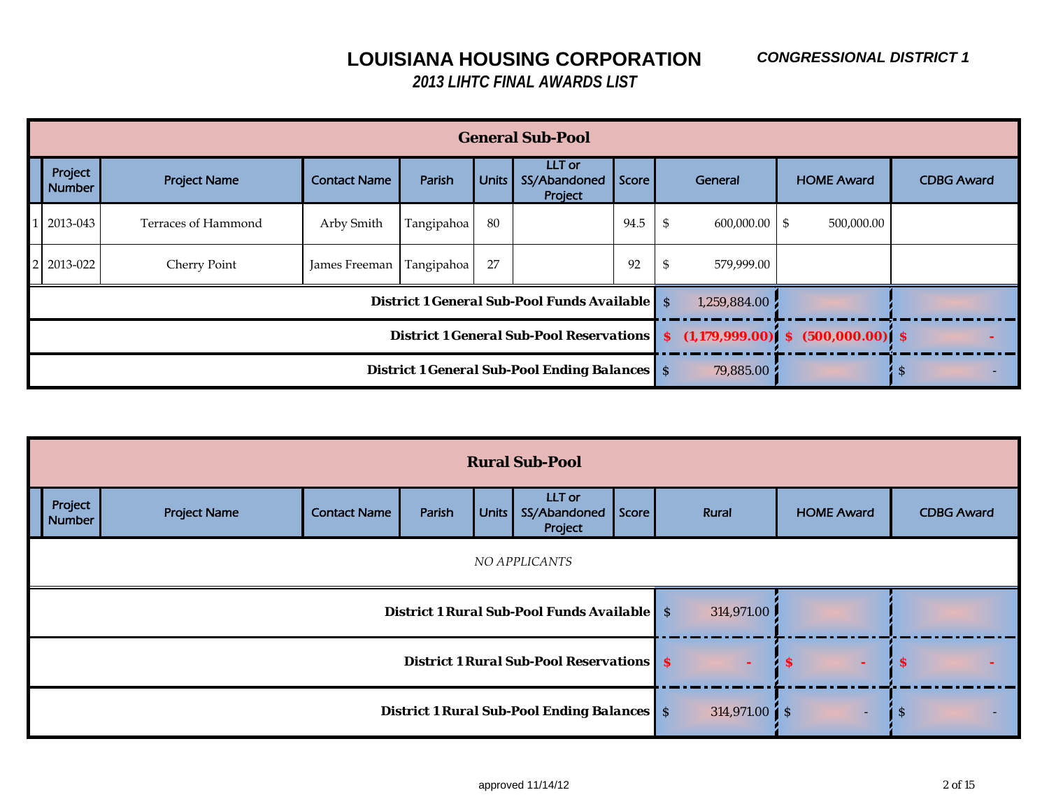# LOUISIANA HOUSING CORPORATION

***CONGRESSIONAL DISTRICT 1***

## *2013 LIHTC FINAL AWARDS LIST*

### General Sub-Pool

| | Project Number | Project Name | Contact Name | Parish | Units | LLT or SS/Abandoned Project | Score | General | HOME Award | CDBG Award |
|---|---|---|---|---|---|---|---|---|---|---|
| 1 | 2013-043 | Terraces of Hammond | Arby Smith | Tangipahoa | 80 | | 94.5 | $ 600,000.00 | $ 500,000.00 | |
| 2 | 2013-022 | Cherry Point | James Freeman | Tangipahoa | 27 | | 92 | $ 579,999.00 | | |
| | | | | | | | **District 1 General Sub-Pool Funds Available** | $ 1,259,884.00 | | |
| | | | | | | | **District 1 General Sub-Pool Reservations** | **$ (1,179,999.00)** | **$ (500,000.00)** | **$ -** |
| | | | | | | | **District 1 General Sub-Pool Ending Balances** | $ 79,885.00 | | $ - |

### Rural Sub-Pool

| | Project Number | Project Name | Contact Name | Parish | Units | LLT or SS/Abandoned Project | Score | Rural | HOME Award | CDBG Award |
|---|---|---|---|---|---|---|---|---|---|---|
| | | | | *NO APPLICANTS* | | | | | | |
| | | | | | | | **District 1 Rural Sub-Pool Funds Available** | $ 314,971.00 | | |
| | | | | | | | **District 1 Rural Sub-Pool Reservations** | **$ -** | **$ -** | **$ -** |
| | | | | | | | **District 1 Rural Sub-Pool Ending Balances** | $ 314,971.00 | $ - | $ - |

approved 11/14/12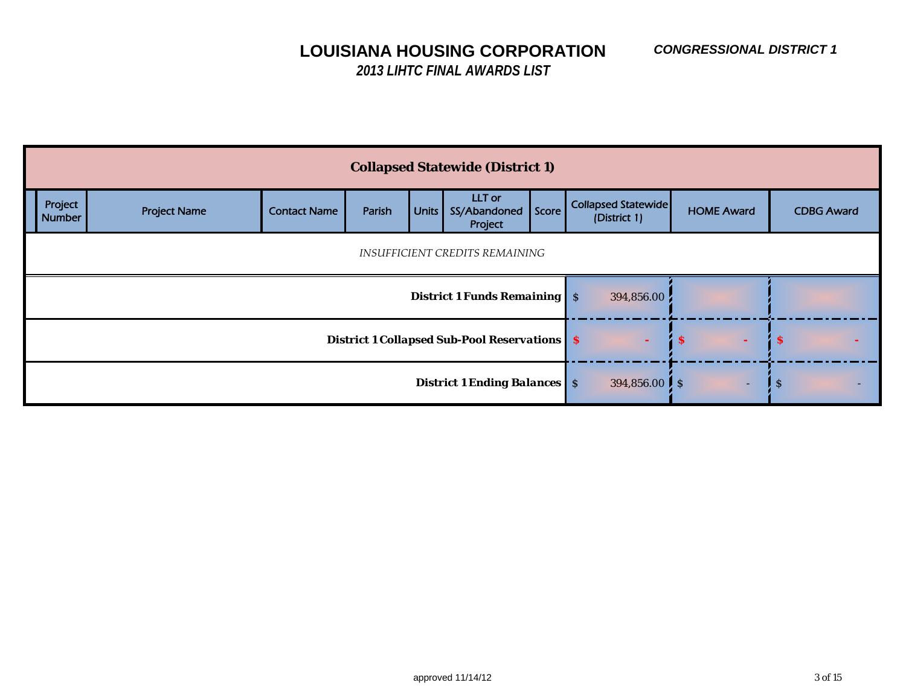# LOUISIANA HOUSING CORPORATION

## *2013 LIHTC FINAL AWARDS LIST*

***CONGRESSIONAL DISTRICT 1***

| Collapsed Statewide (District 1) | | | | | | | | | |
|---|---|---|---|---|---|---|---|---|---|
| Project Number | Project Name | Contact Name | Parish | Units | LLT or SS/Abandoned Project | Score | Collapsed Statewide (District 1) | HOME Award | CDBG Award |
| *INSUFFICIENT CREDITS REMAINING* | | | | | | | | | |
| | | | | | | **District 1 Funds Remaining** | $ 394,856.00 | | |
| | | | | | | **District 1 Collapsed Sub-Pool Reservations** | **$ -** | **$ -** | **$ -** |
| | | | | | | **District 1 Ending Balances** | $ 394,856.00 | $ - | $ - |

approved 11/14/12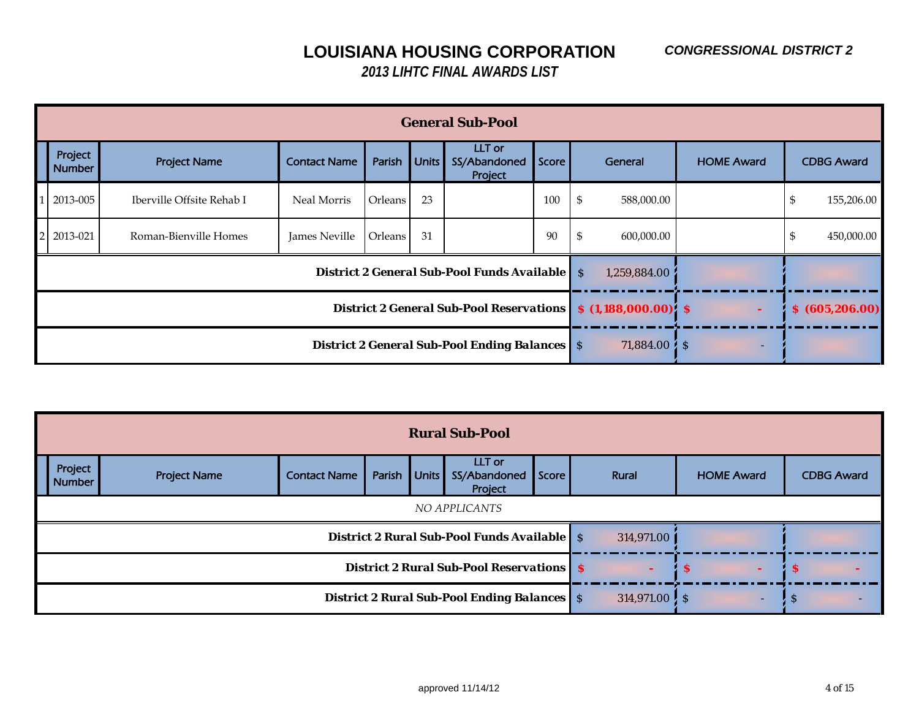# LOUISIANA HOUSING CORPORATION

***CONGRESSIONAL DISTRICT 2***

***2013 LIHTC FINAL AWARDS LIST***

## General Sub-Pool

| | Project Number | Project Name | Contact Name | Parish | Units | LLT or SS/Abandoned Project | Score | General | HOME Award | CDBG Award |
|---|---|---|---|---|---|---|---|---|---|---|
| 1 | 2013-005 | Iberville Offsite Rehab I | Neal Morris | Orleans | 23 | | 100 | $ 588,000.00 | | $ 155,206.00 |
| 2 | 2013-021 | Roman-Bienville Homes | James Neville | Orleans | 31 | | 90 | $ 600,000.00 | | $ 450,000.00 |
| | | | | | | | **District 2 General Sub-Pool Funds Available** | $ 1,259,884.00 | | |
| | | | | | | | **District 2 General Sub-Pool Reservations** | **$ (1,188,000.00)** | **$ -** | **$ (605,206.00)** |
| | | | | | | | **District 2 General Sub-Pool Ending Balances** | $ 71,884.00 | $ - | |

## Rural Sub-Pool

| | Project Number | Project Name | Contact Name | Parish | Units | LLT or SS/Abandoned Project | Score | Rural | HOME Award | CDBG Award |
|---|---|---|---|---|---|---|---|---|---|---|
| | | *NO APPLICANTS* | | | | | | | | |
| | | | | | | | **District 2 Rural Sub-Pool Funds Available** | $ 314,971.00 | | |
| | | | | | | | **District 2 Rural Sub-Pool Reservations** | **$ -** | **$ -** | **$ -** |
| | | | | | | | **District 2 Rural Sub-Pool Ending Balances** | $ 314,971.00 | $ - | $ - |

approved 11/14/12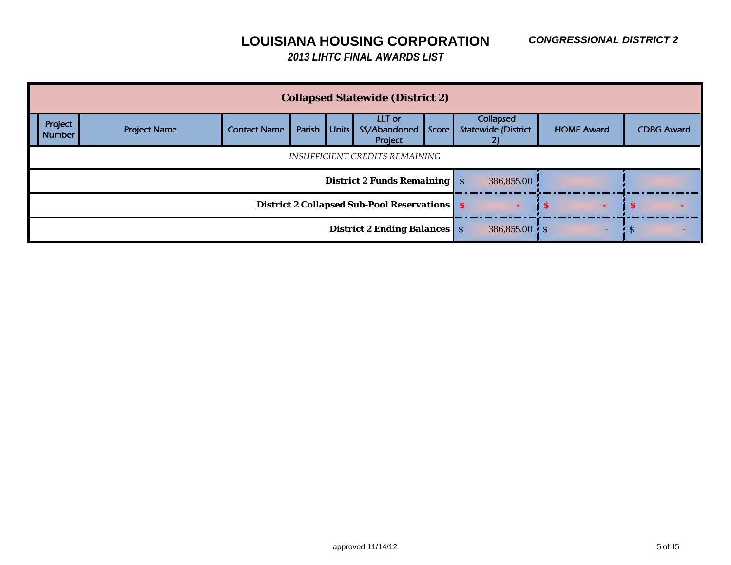# LOUISIANA HOUSING CORPORATION

***CONGRESSIONAL DISTRICT 2***

## *2013 LIHTC FINAL AWARDS LIST*

| **Collapsed Statewide (District 2)** | | | | | | | | | |
|---|---|---|---|---|---|---|---|---|---|
| Project Number | Project Name | Contact Name | Parish | Units | LLT or SS/Abandoned Project | Score | Collapsed Statewide (District 2) | HOME Award | CDBG Award |
| *INSUFFICIENT CREDITS REMAINING* | | | | | | | | | |
| | | | | | | **District 2 Funds Remaining** | $ 386,855.00 | | |
| | | | | | | **District 2 Collapsed Sub-Pool Reservations** | **$ -** | **$ -** | **$ -** |
| | | | | | | **District 2 Ending Balances** | $ 386,855.00 | $ - | $ - |

approved 11/14/12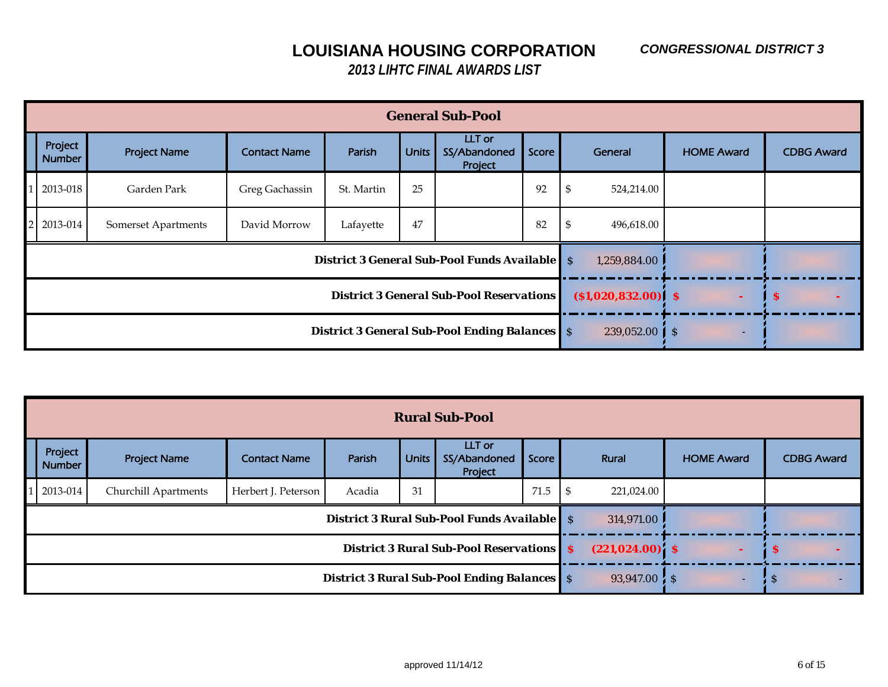# LOUISIANA HOUSING CORPORATION

***CONGRESSIONAL DISTRICT 3***

## *2013 LIHTC FINAL AWARDS LIST*

| | General Sub-Pool | | | | | | | | |
|---|---|---|---|---|---|---|---|---|---|
| | Project Number | Project Name | Contact Name | Parish | Units | LLT or SS/Abandoned Project | Score | General | HOME Award | CDBG Award |
| 1 | 2013-018 | Garden Park | Greg Gachassin | St. Martin | 25 | | 92 | $ 524,214.00 | | |
| 2 | 2013-014 | Somerset Apartments | David Morrow | Lafayette | 47 | | 82 | $ 496,618.00 | | |
| | | | | | | | **District 3 General Sub-Pool Funds Available** | $ 1,259,884.00 | | |
| | | | | | | | **District 3 General Sub-Pool Reservations** | **($1,020,832.00)** | **$ -** | **$ -** |
| | | | | | | | **District 3 General Sub-Pool Ending Balances** | $ 239,052.00 | $ - | |

| | Rural Sub-Pool | | | | | | | | |
|---|---|---|---|---|---|---|---|---|---|
| | Project Number | Project Name | Contact Name | Parish | Units | LLT or SS/Abandoned Project | Score | Rural | HOME Award | CDBG Award |
| 1 | 2013-014 | Churchill Apartments | Herbert J. Peterson | Acadia | 31 | | 71.5 | $ 221,024.00 | | |
| | | | | | | | **District 3 Rural Sub-Pool Funds Available** | $ 314,971.00 | | |
| | | | | | | | **District 3 Rural Sub-Pool Reservations** | **$ (221,024.00)** | **$ -** | **$ -** |
| | | | | | | | **District 3 Rural Sub-Pool Ending Balances** | $ 93,947.00 | $ - | $ - |

approved 11/14/12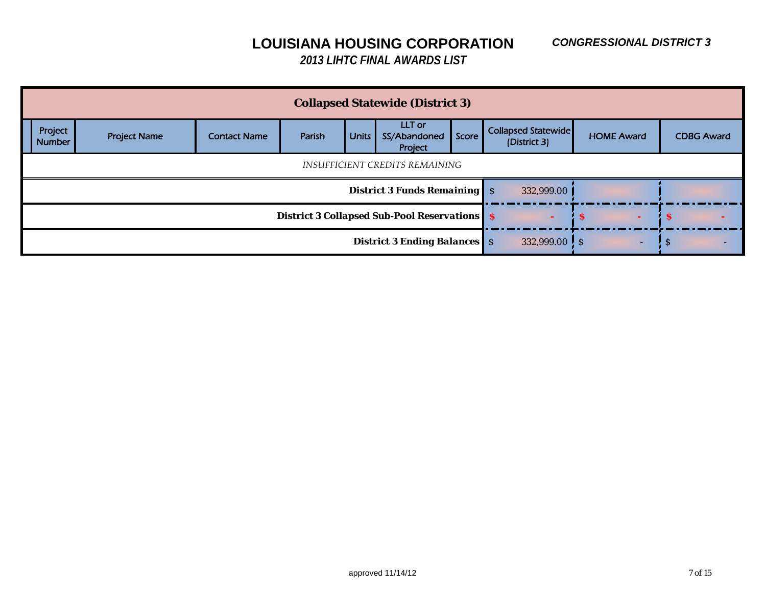# LOUISIANA HOUSING CORPORATION

***CONGRESSIONAL DISTRICT 3***

***2013 LIHTC FINAL AWARDS LIST***

**Collapsed Statewide (District 3)**

| Project Number | Project Name | Contact Name | Parish | Units | LLT or SS/Abandoned Project | Score | Collapsed Statewide (District 3) | HOME Award | CDBG Award |
|---|---|---|---|---|---|---|---|---|---|
| *INSUFFICIENT CREDITS REMAINING* | | | | | | | | | |
| | | | | | | **District 3 Funds Remaining** | $ 332,999.00 | | |
| | | | | | | **District 3 Collapsed Sub-Pool Reservations** | **$ -** | **$ -** | **$ -** |
| | | | | | | **District 3 Ending Balances** | $ 332,999.00 | $ - | $ - |

approved 11/14/12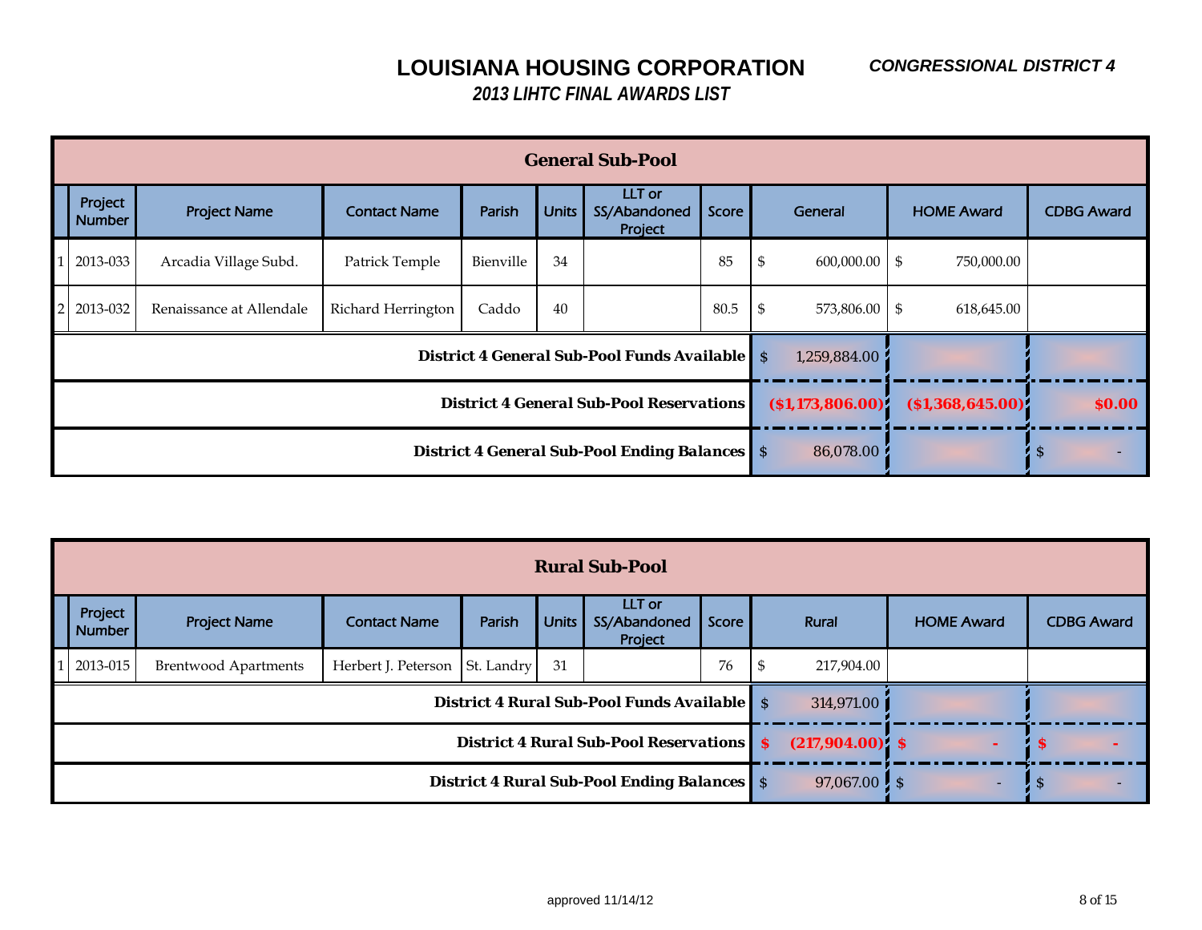# LOUISIANA HOUSING CORPORATION

***CONGRESSIONAL DISTRICT 4***

***2013 LIHTC FINAL AWARDS LIST***

## General Sub-Pool

| | Project Number | Project Name | Contact Name | Parish | Units | LLT or SS/Abandoned Project | Score | General | HOME Award | CDBG Award |
|---|---|---|---|---|---|---|---|---|---|---|
| 1 | 2013-033 | Arcadia Village Subd. | Patrick Temple | Bienville | 34 | | 85 | $ 600,000.00 | $ 750,000.00 | |
| 2 | 2013-032 | Renaissance at Allendale | Richard Herrington | Caddo | 40 | | 80.5 | $ 573,806.00 | $ 618,645.00 | |
| | | | | | | | **District 4 General Sub-Pool Funds Available** | $ 1,259,884.00 | | |
| | | | | | | | **District 4 General Sub-Pool Reservations** | **($1,173,806.00)** | **($1,368,645.00)** | **$0.00** |
| | | | | | | | **District 4 General Sub-Pool Ending Balances** | $ 86,078.00 | | $ - |

## Rural Sub-Pool

| | Project Number | Project Name | Contact Name | Parish | Units | LLT or SS/Abandoned Project | Score | Rural | HOME Award | CDBG Award |
|---|---|---|---|---|---|---|---|---|---|---|
| 1 | 2013-015 | Brentwood Apartments | Herbert J. Peterson | St. Landry | 31 | | 76 | $ 217,904.00 | | |
| | | | | | | | **District 4 Rural Sub-Pool Funds Available** | $ 314,971.00 | | |
| | | | | | | | **District 4 Rural Sub-Pool Reservations** | **$ (217,904.00)** | **$ -** | **$ -** |
| | | | | | | | **District 4 Rural Sub-Pool Ending Balances** | $ 97,067.00 | $ - | $ - |

approved 11/14/12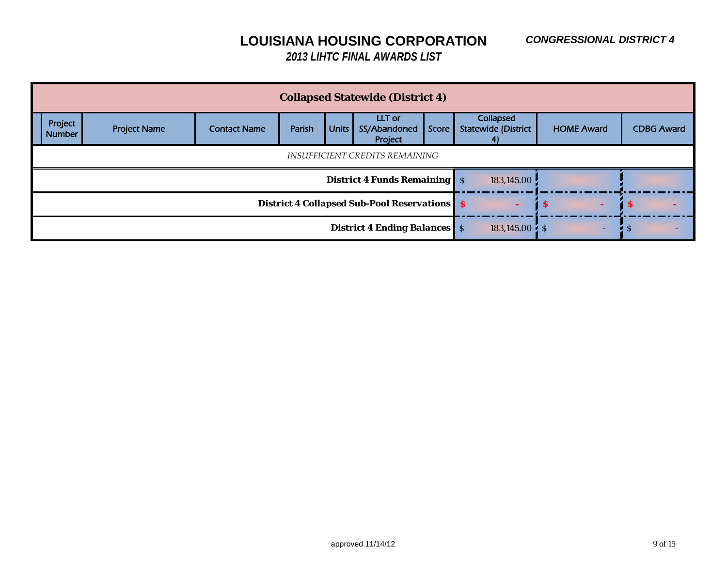# LOUISIANA HOUSING CORPORATION

*CONGRESSIONAL DISTRICT 4*

## *2013 LIHTC FINAL AWARDS LIST*

| | | | | | | | | | | |
|---|---|---|---|---|---|---|---|---|---|---|
| **Collapsed Statewide (District 4)** | | | | | | | | | | |
| | Project Number | Project Name | Contact Name | Parish | Units | LLT or SS/Abandoned Project | Score | Collapsed Statewide (District 4) | HOME Award | CDBG Award |
| *INSUFFICIENT CREDITS REMAINING* | | | | | | | | | | |
| **District 4 Funds Remaining** | | | | | | | | $ 183,145.00 | | |
| **District 4 Collapsed Sub-Pool Reservations** | | | | | | | | $ - | $ - | $ - |
| **District 4 Ending Balances** | | | | | | | | $ 183,145.00 | $ - | $ - |

approved 11/14/12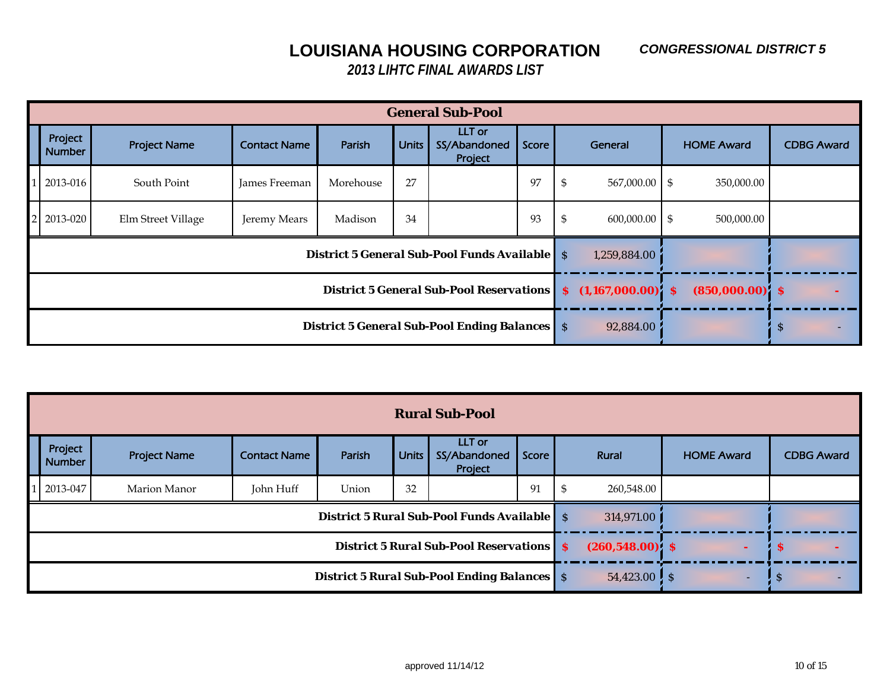# LOUISIANA HOUSING CORPORATION

**CONGRESSIONAL DISTRICT 5**

## *2013 LIHTC FINAL AWARDS LIST*

| General Sub-Pool | | | | | | | | | | |
|---|---|---|---|---|---|---|---|---|---|---|
| | Project Number | Project Name | Contact Name | Parish | Units | LLT or SS/Abandoned Project | Score | General | HOME Award | CDBG Award |
| 1 | 2013-016 | South Point | James Freeman | Morehouse | 27 | | 97 | $ 567,000.00 | $ 350,000.00 | |
| 2 | 2013-020 | Elm Street Village | Jeremy Mears | Madison | 34 | | 93 | $ 600,000.00 | $ 500,000.00 | |
| **District 5 General Sub-Pool Funds Available** | | | | | | | | $ 1,259,884.00 | | |
| **District 5 General Sub-Pool Reservations** | | | | | | | | **$ (1,167,000.00)** | **$ (850,000.00)** | **$ -** |
| **District 5 General Sub-Pool Ending Balances** | | | | | | | | $ 92,884.00 | | $ - |

| Rural Sub-Pool | | | | | | | | | | |
|---|---|---|---|---|---|---|---|---|---|---|
| | Project Number | Project Name | Contact Name | Parish | Units | LLT or SS/Abandoned Project | Score | Rural | HOME Award | CDBG Award |
| 1 | 2013-047 | Marion Manor | John Huff | Union | 32 | | 91 | $ 260,548.00 | | |
| **District 5 Rural Sub-Pool Funds Available** | | | | | | | | $ 314,971.00 | | |
| **District 5 Rural Sub-Pool Reservations** | | | | | | | | **$ (260,548.00)** | **$ -** | **$ -** |
| **District 5 Rural Sub-Pool Ending Balances** | | | | | | | | $ 54,423.00 | $ - | $ - |

approved 11/14/12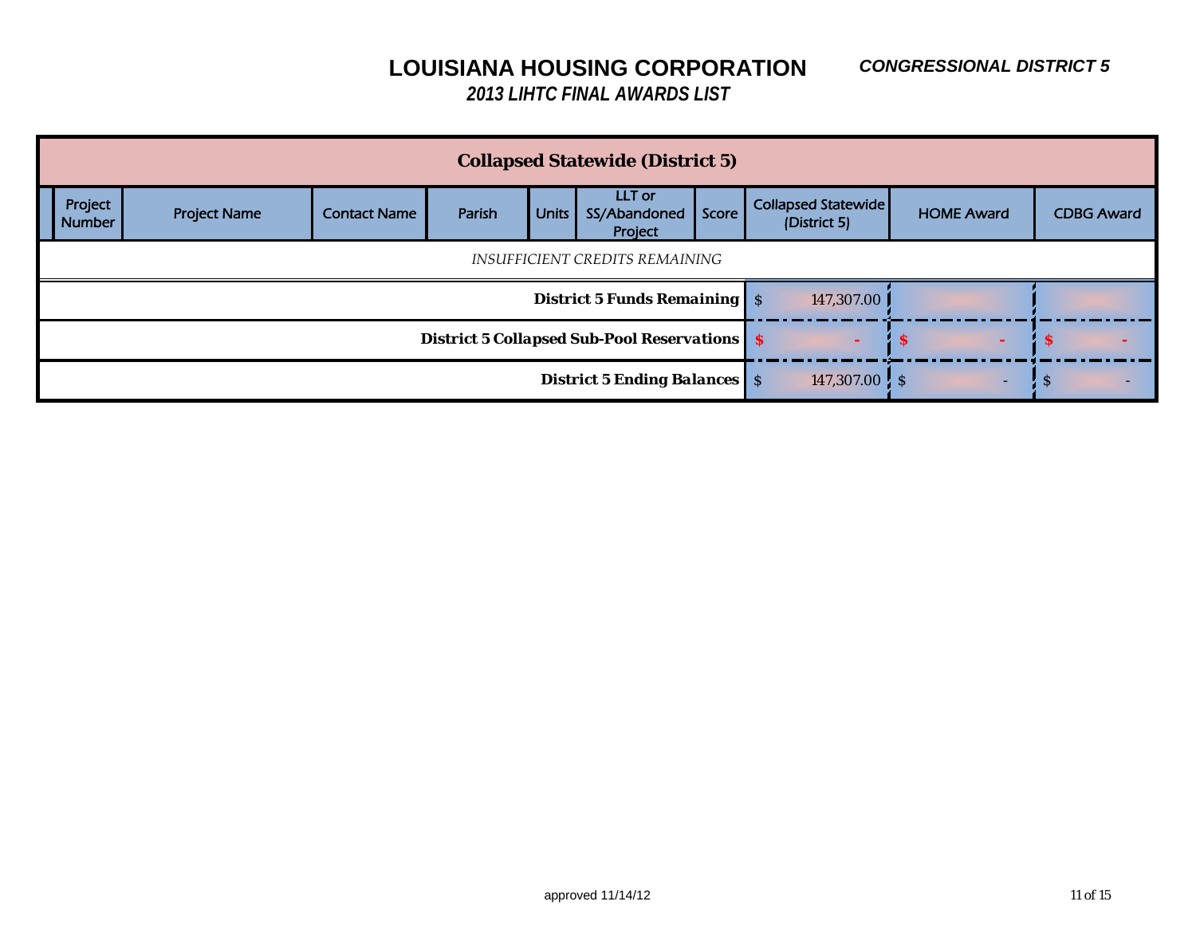# LOUISIANA HOUSING CORPORATION

## *2013 LIHTC FINAL AWARDS LIST*

***CONGRESSIONAL DISTRICT 5***

| | Project Number | Project Name | Contact Name | Parish | Units | LLT or SS/Abandoned Project | Score | Collapsed Statewide (District 5) | HOME Award | CDBG Award |
|---|---|---|---|---|---|---|---|---|---|---|
| **Collapsed Statewide (District 5)** | | | | | | | | | | |
| *INSUFFICIENT CREDITS REMAINING* | | | | | | | | | | |
| | | | | | | | **District 5 Funds Remaining** | $ 147,307.00 | | |
| | | | | | | | **District 5 Collapsed Sub-Pool Reservations** | **$ -** | **$ -** | **$ -** |
| | | | | | | | **District 5 Ending Balances** | $ 147,307.00 | $ - | $ - |

approved 11/14/12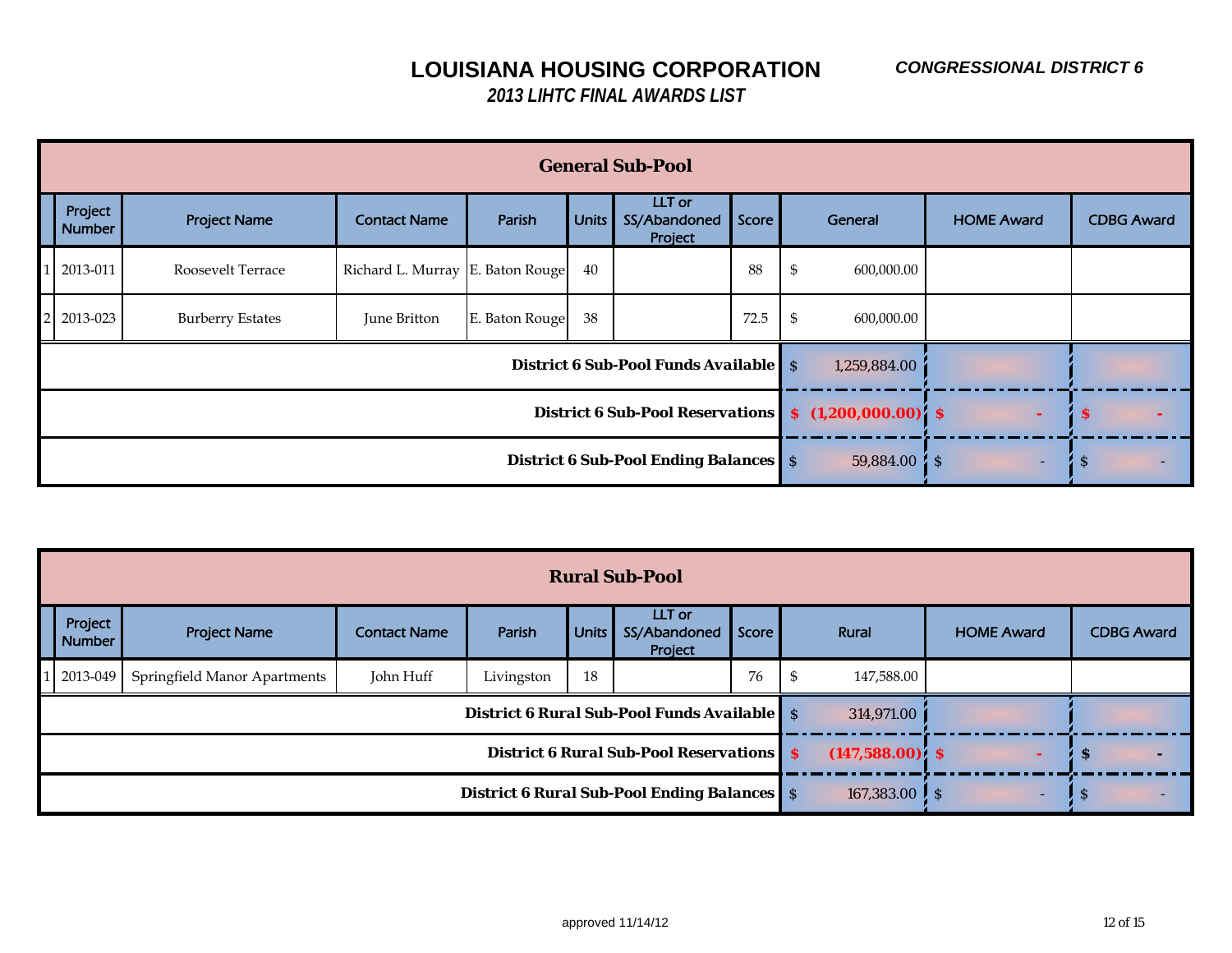# LOUISIANA HOUSING CORPORATION

***CONGRESSIONAL DISTRICT 6***

## *2013 LIHTC FINAL AWARDS LIST*

| | General Sub-Pool | | | | | | | | |
|---|---|---|---|---|---|---|---|---|---|
| | Project Number | Project Name | Contact Name | Parish | Units | LLT or SS/Abandoned Project | Score | General | HOME Award | CDBG Award |
| 1 | 2013-011 | Roosevelt Terrace | Richard L. Murray | E. Baton Rouge | 40 | | 88 | $ 600,000.00 | | |
| 2 | 2013-023 | Burberry Estates | June Britton | E. Baton Rouge | 38 | | 72.5 | $ 600,000.00 | | |
| | | | | | | | **District 6 Sub-Pool Funds Available** | $ 1,259,884.00 | | |
| | | | | | | | **District 6 Sub-Pool Reservations** | **$ (1,200,000.00)** | **$ -** | **$ -** |
| | | | | | | | **District 6 Sub-Pool Ending Balances** | $ 59,884.00 | $ - | $ - |

| | Rural Sub-Pool | | | | | | | | |
|---|---|---|---|---|---|---|---|---|---|
| | Project Number | Project Name | Contact Name | Parish | Units | LLT or SS/Abandoned Project | Score | Rural | HOME Award | CDBG Award |
| 1 | 2013-049 | Springfield Manor Apartments | John Huff | Livingston | 18 | | 76 | $ 147,588.00 | | |
| | | | | | | | **District 6 Rural Sub-Pool Funds Available** | $ 314,971.00 | | |
| | | | | | | | **District 6 Rural Sub-Pool Reservations** | **$ (147,588.00)** | **$ -** | **$ -** |
| | | | | | | | **District 6 Rural Sub-Pool Ending Balances** | $ 167,383.00 | $ - | $ - |

approved 11/14/12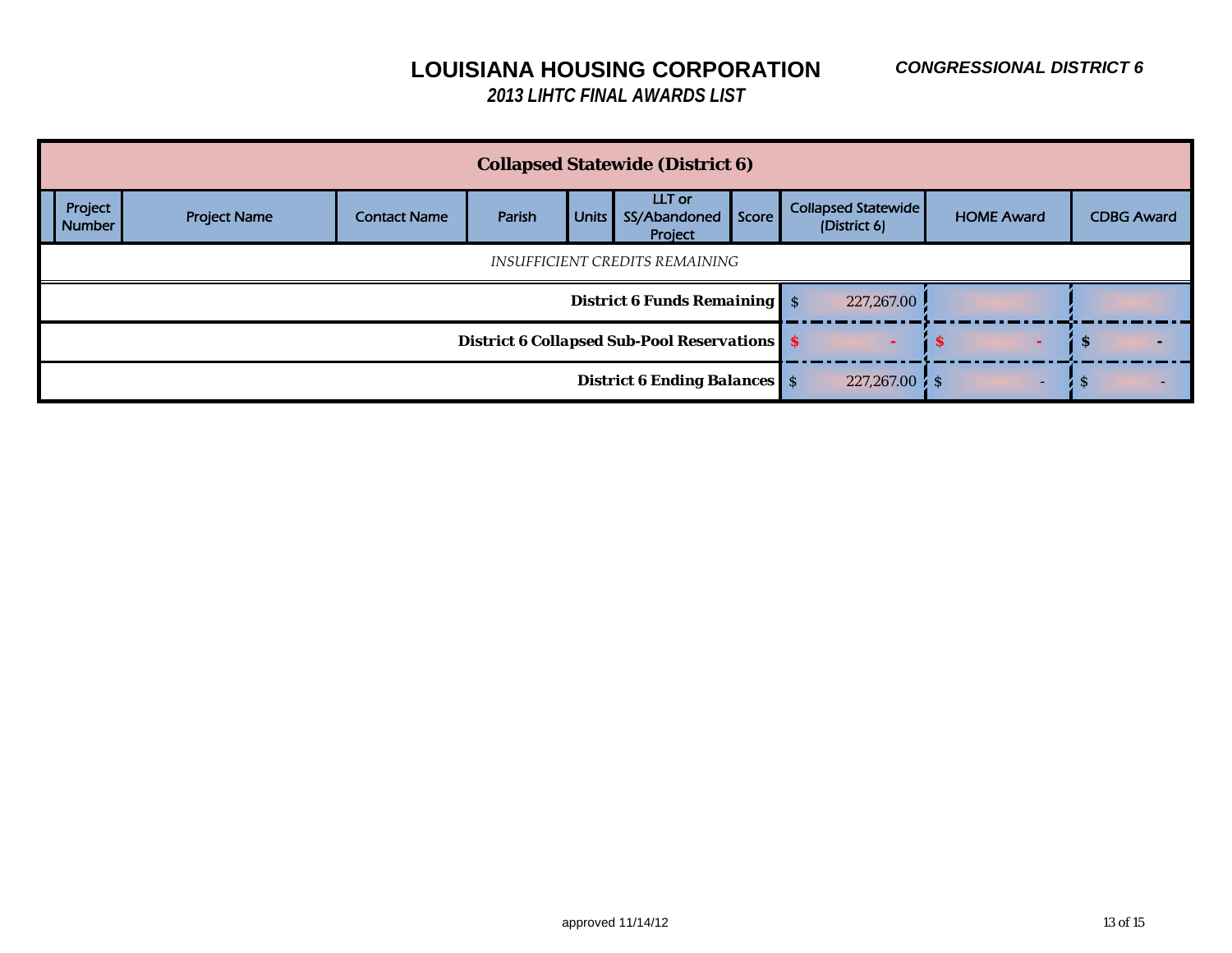# LOUISIANA HOUSING CORPORATION

***CONGRESSIONAL DISTRICT 6***

## *2013 LIHTC FINAL AWARDS LIST*

| | | | | | | | | | | |
|---|---|---|---|---|---|---|---|---|---|---|
| **Collapsed Statewide (District 6)** | | | | | | | | | | |
| | Project Number | Project Name | Contact Name | Parish | Units | LLT or SS/Abandoned Project | Score | Collapsed Statewide (District 6) | HOME Award | CDBG Award |
| *INSUFFICIENT CREDITS REMAINING* | | | | | | | | | | |
| | | | | | | | **District 6 Funds Remaining** | $ 227,267.00 | | |
| | | | | | | | **District 6 Collapsed Sub-Pool Reservations** | **$ -** | **$ -** | **$ -** |
| | | | | | | | **District 6 Ending Balances** | $ 227,267.00 | $ - | $ - |

approved 11/14/12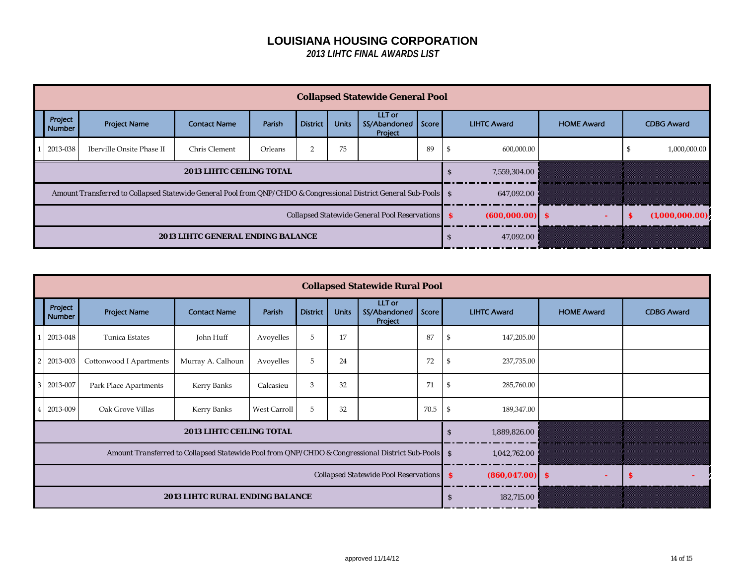# LOUISIANA HOUSING CORPORATION

*2013 LIHTC FINAL AWARDS LIST*

| | Collapsed Statewide General Pool | | | | | | | | | | |
|---|---|---|---|---|---|---|---|---|---|---|---|
| | Project Number | Project Name | Contact Name | Parish | District | Units | LLT or SS/Abandoned Project | Score | LIHTC Award | HOME Award | CDBG Award |
| 1 | 2013-038 | Iberville Onsite Phase II | Chris Clement | Orleans | 2 | 75 | | 89 | $ 600,000.00 | | $ 1,000,000.00 |
| | **2013 LIHTC CEILING TOTAL** | | | | | | | | $ 7,559,304.00 | | |
| | Amount Transferred to Collapsed Statewide General Pool from QNP/CHDO & Congressional District General Sub-Pools | | | | | | | | $ 647,092.00 | | |
| | Collapsed Statewide General Pool Reservations | | | | | | | | $ (600,000.00) | $ - | $ (1,000,000.00) |
| | **2013 LIHTC GENERAL ENDING BALANCE** | | | | | | | | $ 47,092.00 | | |

| | Collapsed Statewide Rural Pool | | | | | | | | | | |
|---|---|---|---|---|---|---|---|---|---|---|---|
| | Project Number | Project Name | Contact Name | Parish | District | Units | LLT or SS/Abandoned Project | Score | LIHTC Award | HOME Award | CDBG Award |
| 1 | 2013-048 | Tunica Estates | John Huff | Avoyelles | 5 | 17 | | 87 | $ 147,205.00 | | |
| 2 | 2013-003 | Cottonwood I Apartments | Murray A. Calhoun | Avoyelles | 5 | 24 | | 72 | $ 237,735.00 | | |
| 3 | 2013-007 | Park Place Apartments | Kerry Banks | Calcasieu | 3 | 32 | | 71 | $ 285,760.00 | | |
| 4 | 2013-009 | Oak Grove Villas | Kerry Banks | West Carroll | 5 | 32 | | 70.5 | $ 189,347.00 | | |
| | **2013 LIHTC CEILING TOTAL** | | | | | | | | $ 1,889,826.00 | | |
| | Amount Transferred to Collapsed Statewide Pool from QNP/CHDO & Congressional District Sub-Pools | | | | | | | | $ 1,042,762.00 | | |
| | Collapsed Statewide Pool Reservations | | | | | | | | $ (860,047.00) | $ - | $ - |
| | **2013 LIHTC RURAL ENDING BALANCE** | | | | | | | | $ 182,715.00 | | |

approved 11/14/12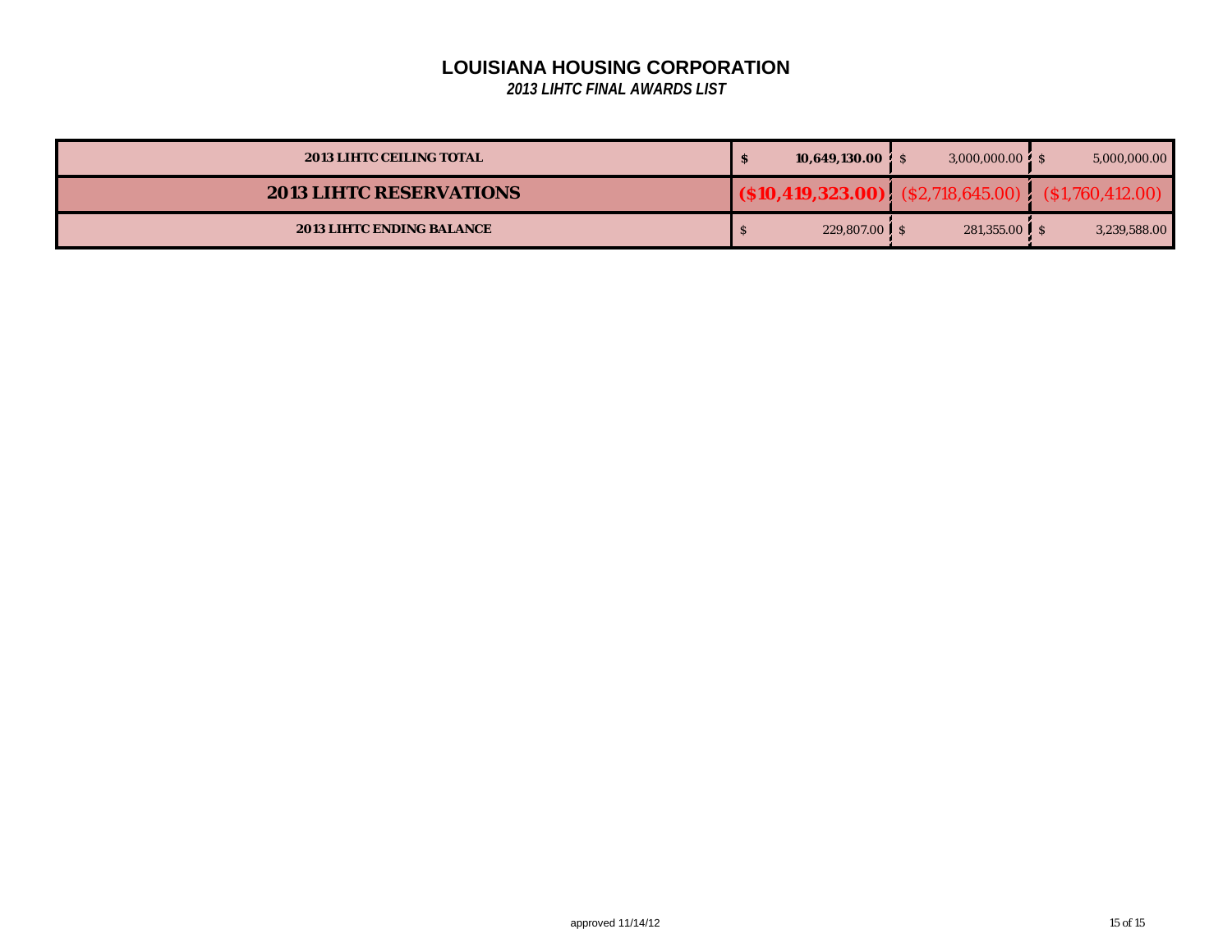# LOUISIANA HOUSING CORPORATION

*2013 LIHTC FINAL AWARDS LIST*

| | | | |
|---|---|---|---|
| **2013 LIHTC CEILING TOTAL** | **$ 10,649,130.00** | $ 3,000,000.00 | $ 5,000,000.00 |
| **2013 LIHTC RESERVATIONS** | **($10,419,323.00)** | ($2,718,645.00) | ($1,760,412.00) |
| **2013 LIHTC ENDING BALANCE** | $ 229,807.00 | $ 281,355.00 | $ 3,239,588.00 |

approved 11/14/12